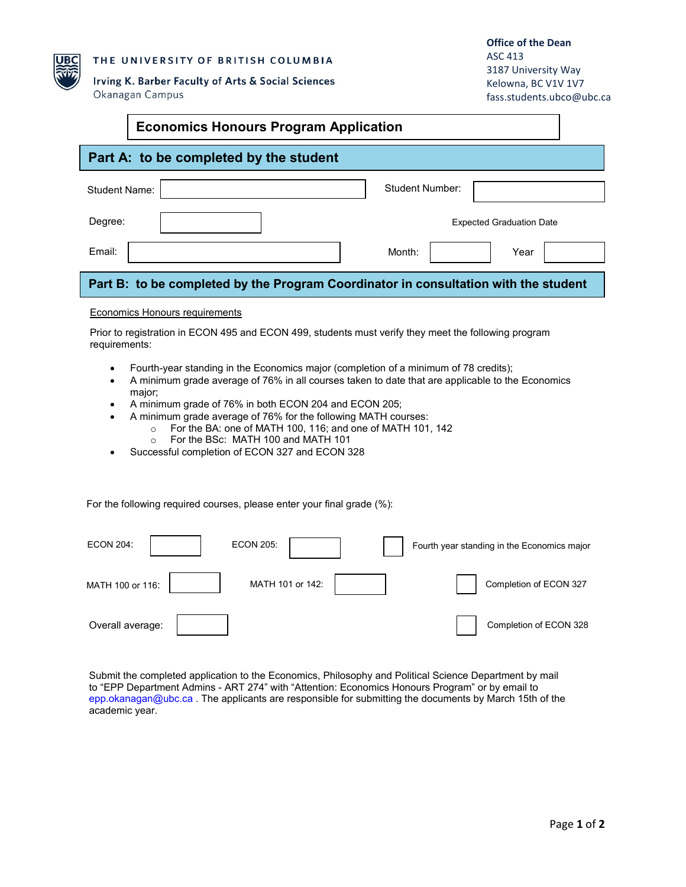THE UNIVERSITY OF BRITISH COLUMBIA

Irving K. Barber Faculty of Arts & Social Sciences
Okanagan Campus

**Office of the Dean**
ASC 413
3187 University Way
Kelowna, BC V1V 1V7
fass.students.ubco@ubc.ca

# Economics Honours Program Application

## Part A: to be completed by the student

Student Name: ____________________ Student Number: ____________________

Degree: ____________________ Expected Graduation Date

Email: ____________________ Month: __________ Year __________

## Part B: to be completed by the Program Coordinator in consultation with the student

Economics Honours requirements

Prior to registration in ECON 495 and ECON 499, students must verify they meet the following program requirements:

- Fourth-year standing in the Economics major (completion of a minimum of 78 credits);
- A minimum grade average of 76% in all courses taken to date that are applicable to the Economics major;
- A minimum grade of 76% in both ECON 204 and ECON 205;
- A minimum grade average of 76% for the following MATH courses:
  - For the BA: one of MATH 100, 116; and one of MATH 101, 142
  - For the BSc: MATH 100 and MATH 101
- Successful completion of ECON 327 and ECON 328

For the following required courses, please enter your final grade (%):

ECON 204: __________ ECON 205: __________ ☐ Fourth year standing in the Economics major

MATH 100 or 116: __________ MATH 101 or 142: __________ ☐ Completion of ECON 327

Overall average: __________ ☐ Completion of ECON 328

Submit the completed application to the Economics, Philosophy and Political Science Department by mail to "EPP Department Admins - ART 274" with "Attention: Economics Honours Program" or by email to epp.okanagan@ubc.ca . The applicants are responsible for submitting the documents by March 15th of the academic year.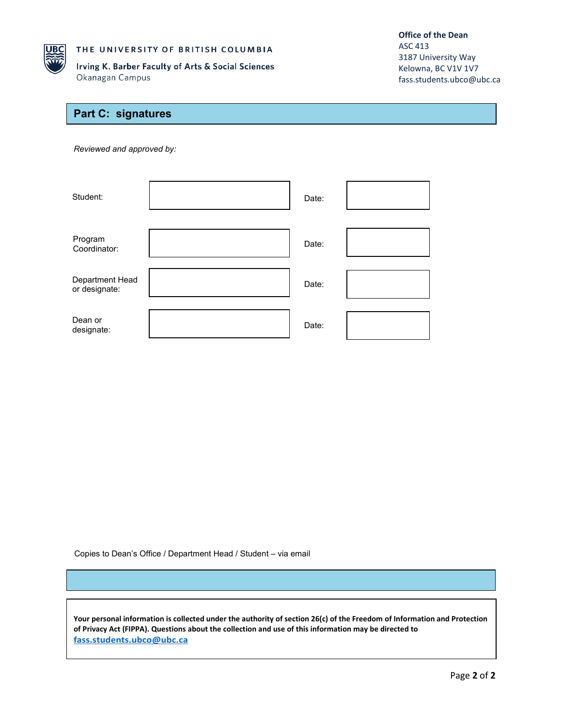THE UNIVERSITY OF BRITISH COLUMBIA

Irving K. Barber Faculty of Arts & Social Sciences
Okanagan Campus

**Office of the Dean**
ASC 413
3187 University Way
Kelowna, BC V1V 1V7
fass.students.ubco@ubc.ca

## Part C: signatures

*Reviewed and approved by:*

| | | | |
|---|---|---|---|
| Student: | | Date: | |
| Program Coordinator: | | Date: | |
| Department Head or designate: | | Date: | |
| Dean or designate: | | Date: | |

Copies to Dean's Office / Department Head / Student – via email

**Your personal information is collected under the authority of section 26(c) of the Freedom of Information and Protection of Privacy Act (FIPPA). Questions about the collection and use of this information may be directed to fass.students.ubco@ubc.ca**